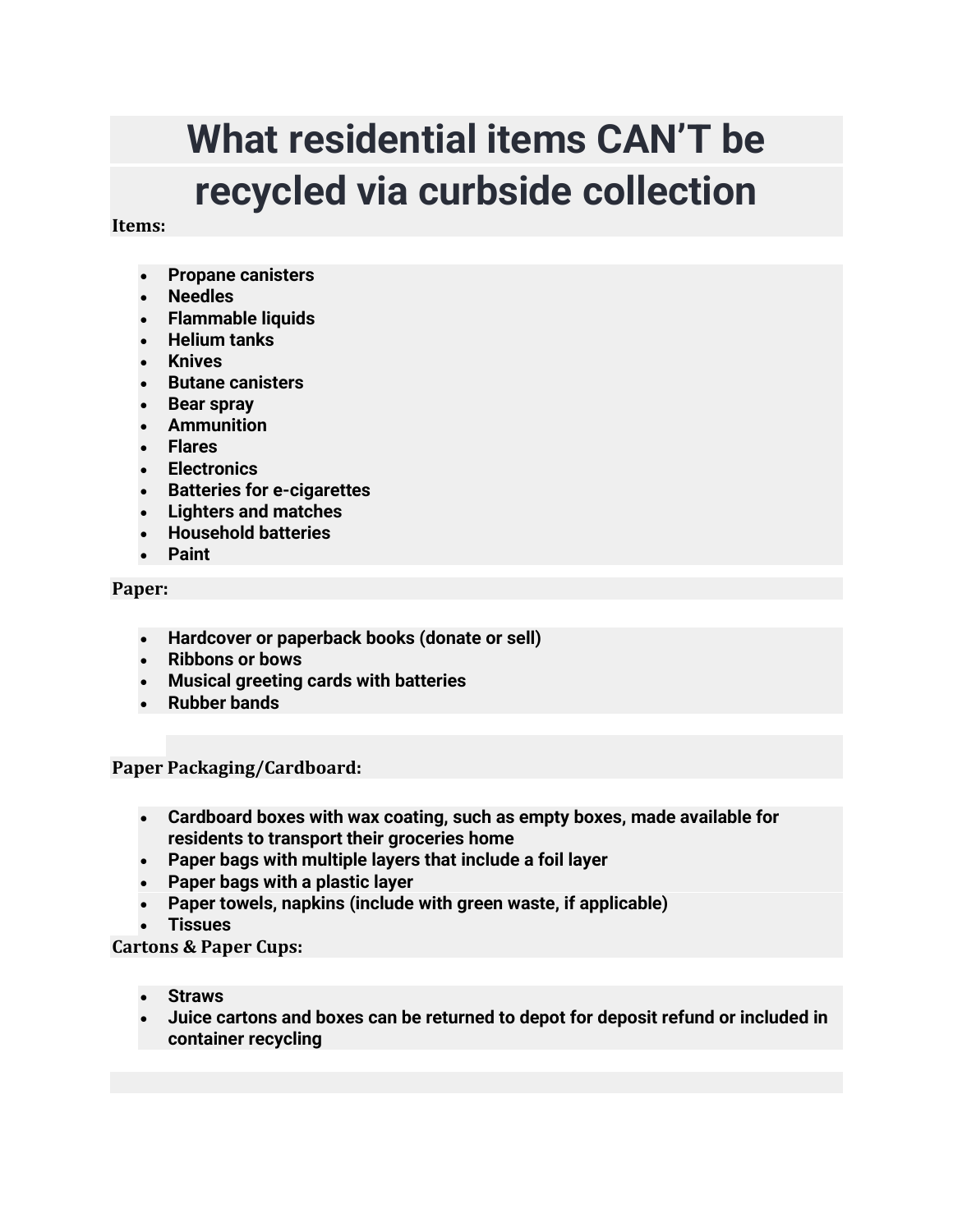# What residential items CAN'T be recycled via curbside collection

**Items:**

- **Propane canisters**
- **Needles**
- **Flammable liquids**
- **Helium tanks**
- **Knives**
- **Butane canisters**
- **Bear spray**
- **Ammunition**
- **Flares**
- **Electronics**
- **Batteries for e-cigarettes**
- **Lighters and matches**
- **Household batteries**
- **Paint**

**Paper:**

- **Hardcover or paperback books (donate or sell)**
- **Ribbons or bows**
- **Musical greeting cards with batteries**
- **Rubber bands**

**Paper Packaging/Cardboard:**

- **Cardboard boxes with wax coating, such as empty boxes, made available for residents to transport their groceries home**
- **Paper bags with multiple layers that include a foil layer**
- **Paper bags with a plastic layer**
- **Paper towels, napkins (include with green waste, if applicable)**
- **Tissues**

**Cartons & Paper Cups:**

- **Straws**
- **Juice cartons and boxes can be returned to depot for deposit refund or included in container recycling**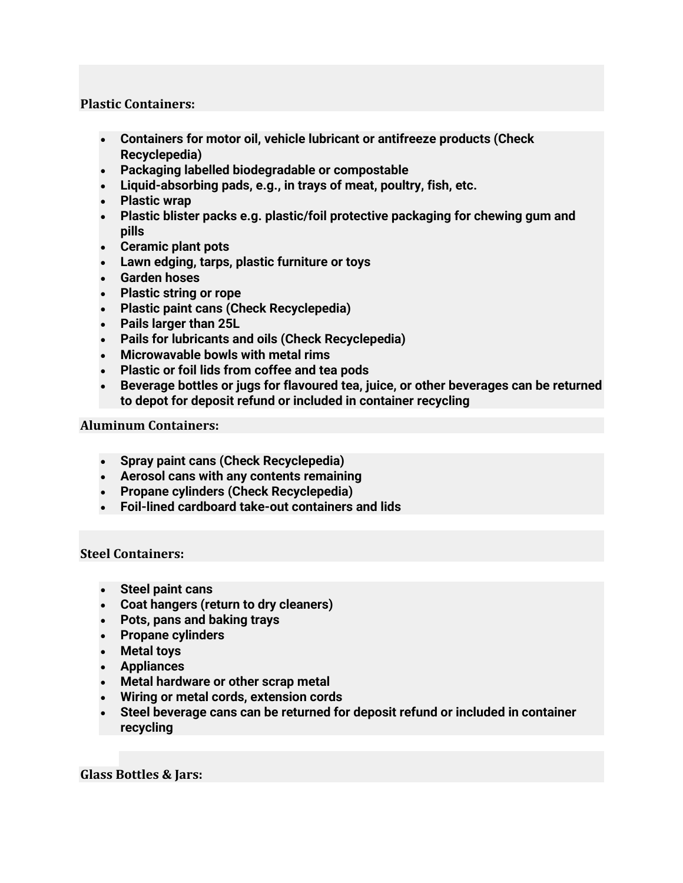**Plastic Containers:**

- **Containers for motor oil, vehicle lubricant or antifreeze products (Check Recyclepedia)**
- **Packaging labelled biodegradable or compostable**
- **Liquid-absorbing pads, e.g., in trays of meat, poultry, fish, etc.**
- **Plastic wrap**
- **Plastic blister packs e.g. plastic/foil protective packaging for chewing gum and pills**
- **Ceramic plant pots**
- **Lawn edging, tarps, plastic furniture or toys**
- **Garden hoses**
- **Plastic string or rope**
- **Plastic paint cans (Check Recyclepedia)**
- **Pails larger than 25L**
- **Pails for lubricants and oils (Check Recyclepedia)**
- **Microwavable bowls with metal rims**
- **Plastic or foil lids from coffee and tea pods**
- **Beverage bottles or jugs for flavoured tea, juice, or other beverages can be returned to depot for deposit refund or included in container recycling**

**Aluminum Containers:**

- **Spray paint cans (Check Recyclepedia)**
- **Aerosol cans with any contents remaining**
- **Propane cylinders (Check Recyclepedia)**
- **Foil-lined cardboard take-out containers and lids**

**Steel Containers:**

- **Steel paint cans**
- **Coat hangers (return to dry cleaners)**
- **Pots, pans and baking trays**
- **Propane cylinders**
- **Metal toys**
- **Appliances**
- **Metal hardware or other scrap metal**
- **Wiring or metal cords, extension cords**
- **Steel beverage cans can be returned for deposit refund or included in container recycling**

**Glass Bottles & Jars:**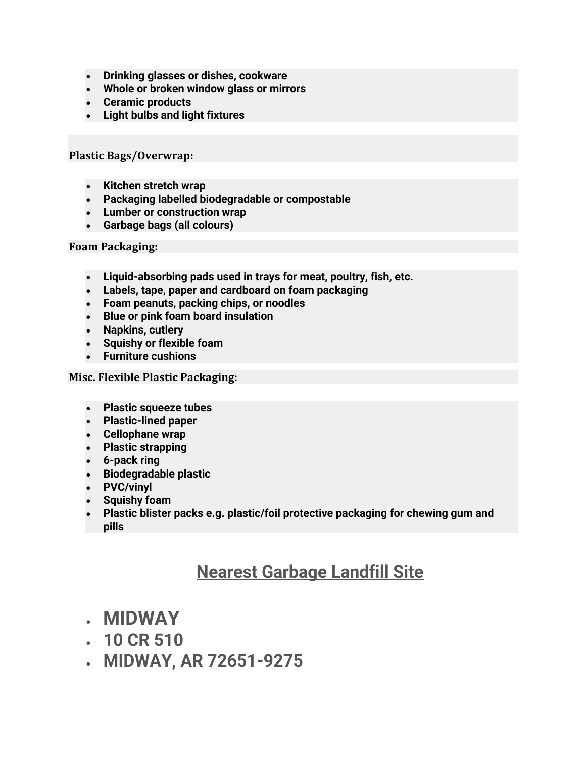- **Drinking glasses or dishes, cookware**
- **Whole or broken window glass or mirrors**
- **Ceramic products**
- **Light bulbs and light fixtures**

**Plastic Bags/Overwrap:**

- **Kitchen stretch wrap**
- **Packaging labelled biodegradable or compostable**
- **Lumber or construction wrap**
- **Garbage bags (all colours)**

**Foam Packaging:**

- **Liquid-absorbing pads used in trays for meat, poultry, fish, etc.**
- **Labels, tape, paper and cardboard on foam packaging**
- **Foam peanuts, packing chips, or noodles**
- **Blue or pink foam board insulation**
- **Napkins, cutlery**
- **Squishy or flexible foam**
- **Furniture cushions**

**Misc. Flexible Plastic Packaging:**

- **Plastic squeeze tubes**
- **Plastic-lined paper**
- **Cellophane wrap**
- **Plastic strapping**
- **6-pack ring**
- **Biodegradable plastic**
- **PVC/vinyl**
- **Squishy foam**
- **Plastic blister packs e.g. plastic/foil protective packaging for chewing gum and pills**

## Nearest Garbage Landfill Site

- **MIDWAY**
- **10 CR 510**
- **MIDWAY, AR 72651-9275**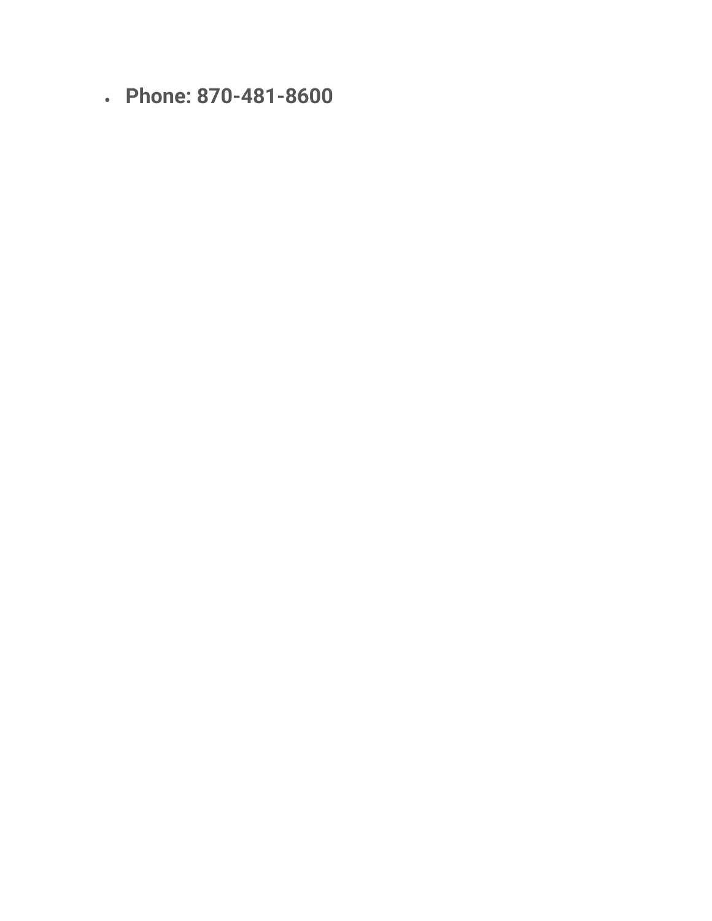- **Phone: 870-481-8600**